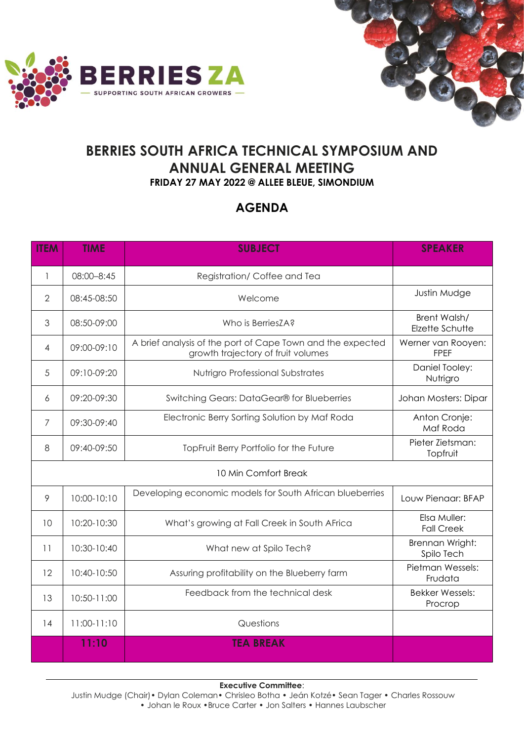**BERRIES ZA**

— SUPPORTING SOUTH AFRICAN GROWERS —

# BERRIES SOUTH AFRICA TECHNICAL SYMPOSIUM AND ANNUAL GENERAL MEETING

**FRIDAY 27 MAY 2022 @ ALLEE BLEUE, SIMONDIUM**

## AGENDA

| ITEM | TIME | SUBJECT | SPEAKER |
|---|---|---|---|
| 1 | 08:00–8:45 | Registration/ Coffee and Tea | |
| 2 | 08:45-08:50 | Welcome | Justin Mudge |
| 3 | 08:50-09:00 | Who is BerriesZA? | Brent Walsh/ Elzette Schutte |
| 4 | 09:00-09:10 | A brief analysis of the port of Cape Town and the expected growth trajectory of fruit volumes | Werner van Rooyen: FPEF |
| 5 | 09:10-09:20 | Nutrigro Professional Substrates | Daniel Tooley: Nutrigro |
| 6 | 09:20-09:30 | Switching Gears: DataGear® for Blueberries | Johan Mosters: Dipar |
| 7 | 09:30-09:40 | Electronic Berry Sorting Solution by Maf Roda | Anton Cronje: Maf Roda |
| 8 | 09:40-09:50 | TopFruit Berry Portfolio for the Future | Pieter Zietsman: Topfruit |
| 10 Min Comfort Break | | | |
| 9 | 10:00-10:10 | Developing economic models for South African blueberries | Louw Pienaar: BFAP |
| 10 | 10:20-10:30 | What's growing at Fall Creek in South AFrica | Elsa Muller: Fall Creek |
| 11 | 10:30-10:40 | What new at Spilo Tech? | Brennan Wright: Spilo Tech |
| 12 | 10:40-10:50 | Assuring profitability on the Blueberry farm | Pietman Wessels: Frudata |
| 13 | 10:50-11:00 | Feedback from the technical desk | Bekker Wessels: Procrop |
| 14 | 11:00-11:10 | Questions | |
| | **11:10** | **TEA BREAK** | |

**Executive Committee**:
Justin Mudge (Chair) • Dylan Coleman • Chrisleo Botha • Jeán Kotzé • Sean Tager • Charles Rossouw • Johan le Roux • Bruce Carter • Jon Salters • Hannes Laubscher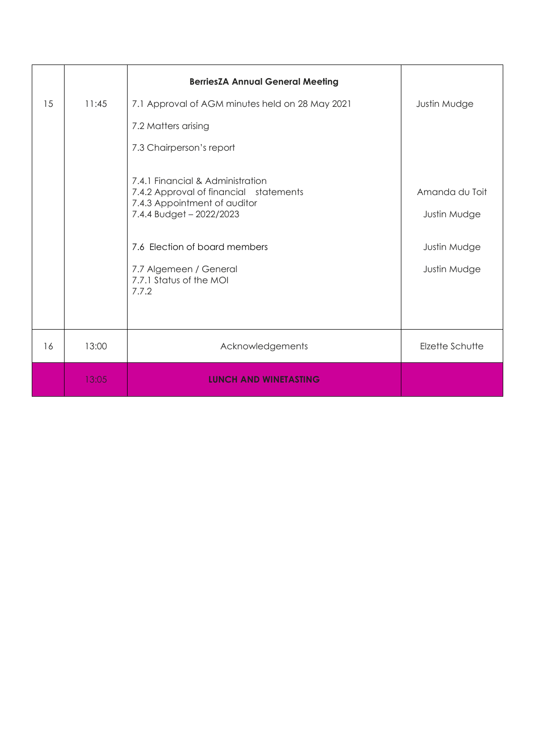| | | | |
|---|---|---|---|
| 15 | 11:45 | **BerriesZA Annual General Meeting**<br><br>7.1 Approval of AGM minutes held on 28 May 2021<br><br>7.2 Matters arising<br><br>7.3 Chairperson's report<br><br>7.4.1 Financial & Administration<br>7.4.2 Approval of financial statements<br>7.4.3 Appointment of auditor<br>7.4.4 Budget – 2022/2023<br><br>7.6 Election of board members<br><br>7.7 Algemeen / General<br>7.7.1 Status of the MOI<br>7.7.2 | Justin Mudge<br><br>Amanda du Toit<br><br>Justin Mudge<br><br>Justin Mudge<br><br>Justin Mudge |
| 16 | 13:00 | Acknowledgements | Elzette Schutte |
| | 13:05 | **LUNCH AND WINETASTING** | |